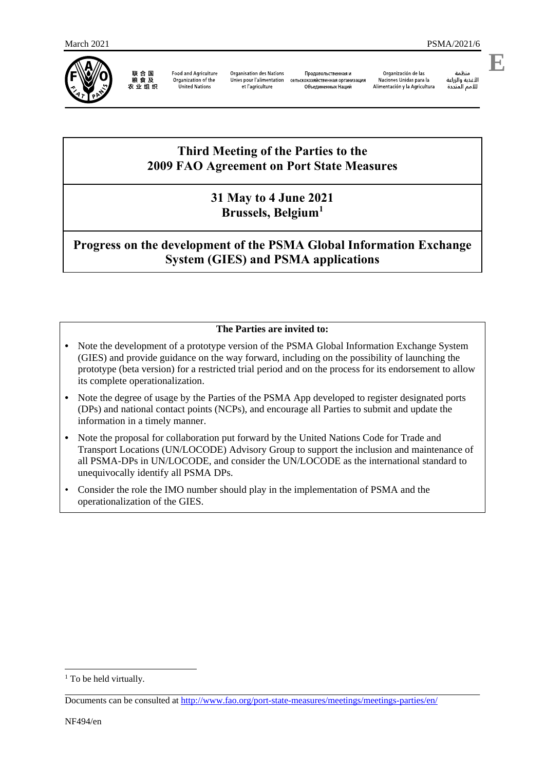March 2021 PSMA/2021/6

联合国粮食及农业组织 Food and Agriculture Organization of the United Nations Organisation des Nations Unies pour l'alimentation et l'agriculture Продовольственная и сельскохозяйственная организация Объединенных Наций Organización de las Naciones Unidas para la Alimentación y la Agricultura منظمة الأغذية والزراعة للأمم المتحدة

E

# Third Meeting of the Parties to the 2009 FAO Agreement on Port State Measures

## 31 May to 4 June 2021 Brussels, Belgium[1]

## Progress on the development of the PSMA Global Information Exchange System (GIES) and PSMA applications

**The Parties are invited to:**

- Note the development of a prototype version of the PSMA Global Information Exchange System (GIES) and provide guidance on the way forward, including on the possibility of launching the prototype (beta version) for a restricted trial period and on the process for its endorsement to allow its complete operationalization.
- Note the degree of usage by the Parties of the PSMA App developed to register designated ports (DPs) and national contact points (NCPs), and encourage all Parties to submit and update the information in a timely manner.
- Note the proposal for collaboration put forward by the United Nations Code for Trade and Transport Locations (UN/LOCODE) Advisory Group to support the inclusion and maintenance of all PSMA-DPs in UN/LOCODE, and consider the UN/LOCODE as the international standard to unequivocally identify all PSMA DPs.
- Consider the role the IMO number should play in the implementation of PSMA and the operationalization of the GIES.

[1] To be held virtually.

Documents can be consulted at http://www.fao.org/port-state-measures/meetings/meetings-parties/en/

NF494/en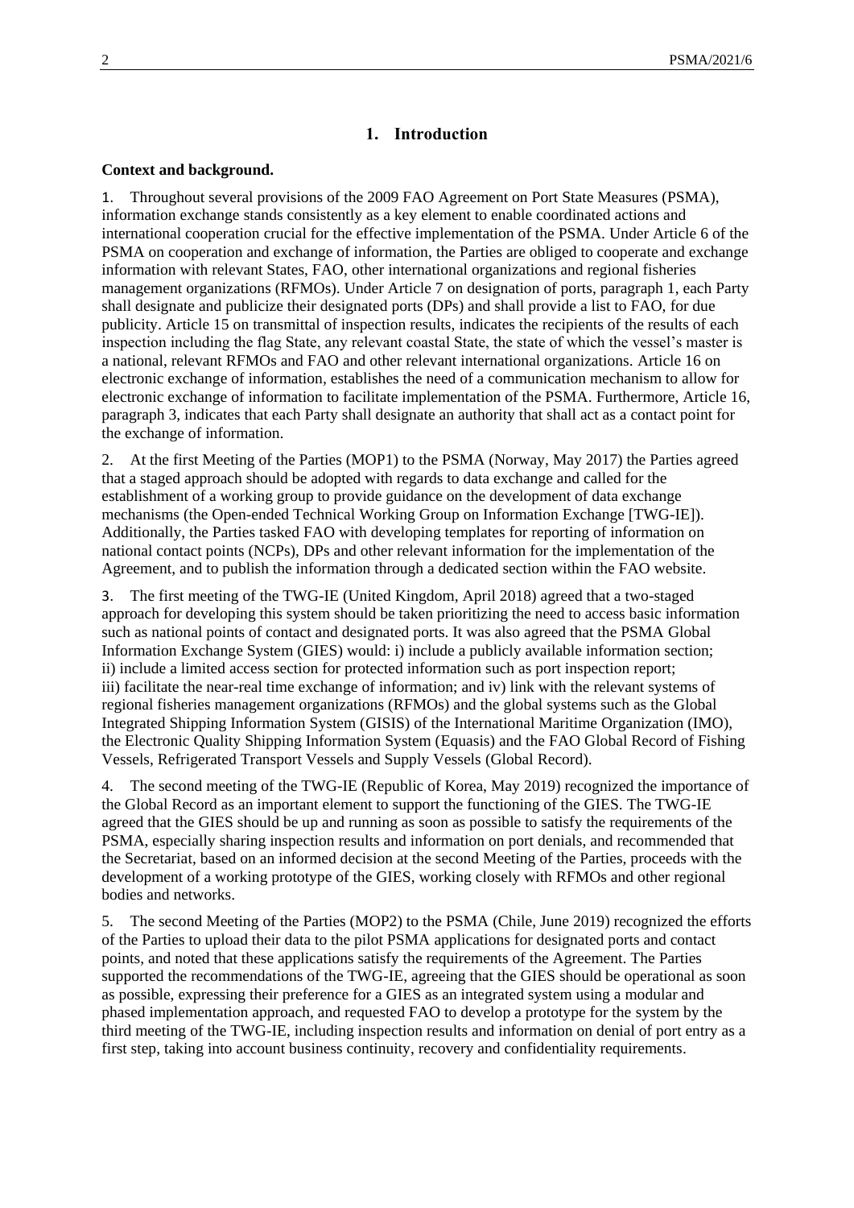## 1. Introduction

**Context and background.**

1. Throughout several provisions of the 2009 FAO Agreement on Port State Measures (PSMA), information exchange stands consistently as a key element to enable coordinated actions and international cooperation crucial for the effective implementation of the PSMA. Under Article 6 of the PSMA on cooperation and exchange of information, the Parties are obliged to cooperate and exchange information with relevant States, FAO, other international organizations and regional fisheries management organizations (RFMOs). Under Article 7 on designation of ports, paragraph 1, each Party shall designate and publicize their designated ports (DPs) and shall provide a list to FAO, for due publicity. Article 15 on transmittal of inspection results, indicates the recipients of the results of each inspection including the flag State, any relevant coastal State, the state of which the vessel's master is a national, relevant RFMOs and FAO and other relevant international organizations. Article 16 on electronic exchange of information, establishes the need of a communication mechanism to allow for electronic exchange of information to facilitate implementation of the PSMA. Furthermore, Article 16, paragraph 3, indicates that each Party shall designate an authority that shall act as a contact point for the exchange of information.

2. At the first Meeting of the Parties (MOP1) to the PSMA (Norway, May 2017) the Parties agreed that a staged approach should be adopted with regards to data exchange and called for the establishment of a working group to provide guidance on the development of data exchange mechanisms (the Open-ended Technical Working Group on Information Exchange [TWG-IE]). Additionally, the Parties tasked FAO with developing templates for reporting of information on national contact points (NCPs), DPs and other relevant information for the implementation of the Agreement, and to publish the information through a dedicated section within the FAO website.

3. The first meeting of the TWG-IE (United Kingdom, April 2018) agreed that a two-staged approach for developing this system should be taken prioritizing the need to access basic information such as national points of contact and designated ports. It was also agreed that the PSMA Global Information Exchange System (GIES) would: i) include a publicly available information section; ii) include a limited access section for protected information such as port inspection report; iii) facilitate the near-real time exchange of information; and iv) link with the relevant systems of regional fisheries management organizations (RFMOs) and the global systems such as the Global Integrated Shipping Information System (GISIS) of the International Maritime Organization (IMO), the Electronic Quality Shipping Information System (Equasis) and the FAO Global Record of Fishing Vessels, Refrigerated Transport Vessels and Supply Vessels (Global Record).

4. The second meeting of the TWG-IE (Republic of Korea, May 2019) recognized the importance of the Global Record as an important element to support the functioning of the GIES. The TWG-IE agreed that the GIES should be up and running as soon as possible to satisfy the requirements of the PSMA, especially sharing inspection results and information on port denials, and recommended that the Secretariat, based on an informed decision at the second Meeting of the Parties, proceeds with the development of a working prototype of the GIES, working closely with RFMOs and other regional bodies and networks.

5. The second Meeting of the Parties (MOP2) to the PSMA (Chile, June 2019) recognized the efforts of the Parties to upload their data to the pilot PSMA applications for designated ports and contact points, and noted that these applications satisfy the requirements of the Agreement. The Parties supported the recommendations of the TWG-IE, agreeing that the GIES should be operational as soon as possible, expressing their preference for a GIES as an integrated system using a modular and phased implementation approach, and requested FAO to develop a prototype for the system by the third meeting of the TWG-IE, including inspection results and information on denial of port entry as a first step, taking into account business continuity, recovery and confidentiality requirements.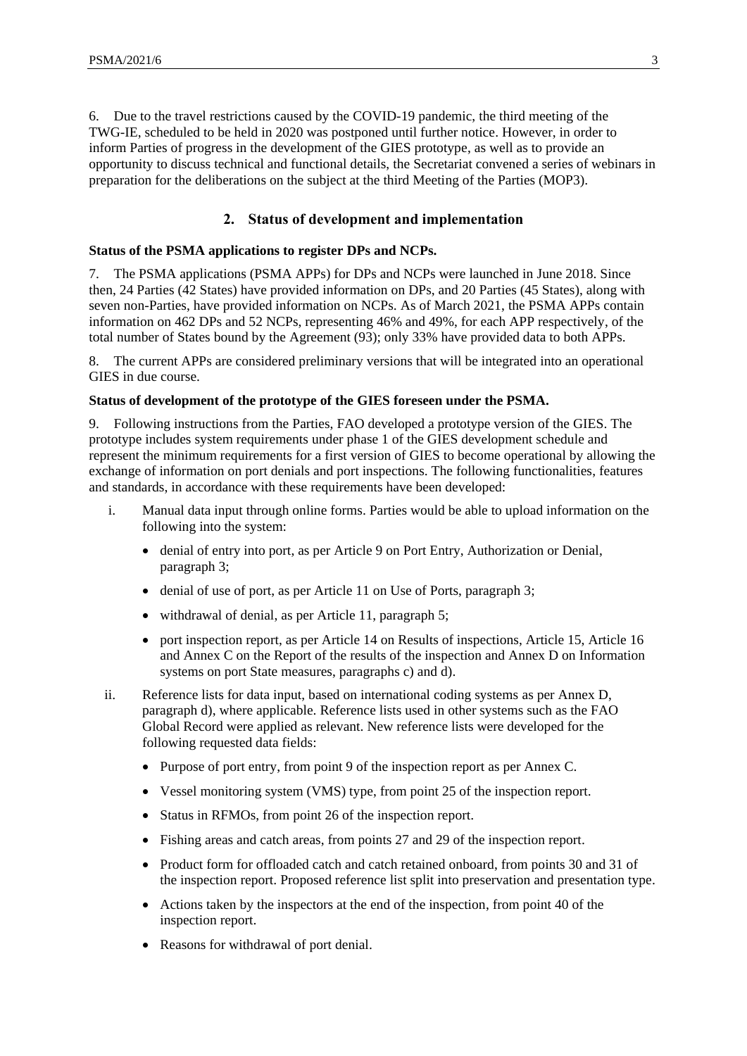6. Due to the travel restrictions caused by the COVID-19 pandemic, the third meeting of the TWG-IE, scheduled to be held in 2020 was postponed until further notice. However, in order to inform Parties of progress in the development of the GIES prototype, as well as to provide an opportunity to discuss technical and functional details, the Secretariat convened a series of webinars in preparation for the deliberations on the subject at the third Meeting of the Parties (MOP3).

## 2. Status of development and implementation

**Status of the PSMA applications to register DPs and NCPs.**

7. The PSMA applications (PSMA APPs) for DPs and NCPs were launched in June 2018. Since then, 24 Parties (42 States) have provided information on DPs, and 20 Parties (45 States), along with seven non-Parties, have provided information on NCPs. As of March 2021, the PSMA APPs contain information on 462 DPs and 52 NCPs, representing 46% and 49%, for each APP respectively, of the total number of States bound by the Agreement (93); only 33% have provided data to both APPs.

8. The current APPs are considered preliminary versions that will be integrated into an operational GIES in due course.

**Status of development of the prototype of the GIES foreseen under the PSMA.**

9. Following instructions from the Parties, FAO developed a prototype version of the GIES. The prototype includes system requirements under phase 1 of the GIES development schedule and represent the minimum requirements for a first version of GIES to become operational by allowing the exchange of information on port denials and port inspections. The following functionalities, features and standards, in accordance with these requirements have been developed:

i. Manual data input through online forms. Parties would be able to upload information on the following into the system:
   - denial of entry into port, as per Article 9 on Port Entry, Authorization or Denial, paragraph 3;
   - denial of use of port, as per Article 11 on Use of Ports, paragraph 3;
   - withdrawal of denial, as per Article 11, paragraph 5;
   - port inspection report, as per Article 14 on Results of inspections, Article 15, Article 16 and Annex C on the Report of the results of the inspection and Annex D on Information systems on port State measures, paragraphs c) and d).

ii. Reference lists for data input, based on international coding systems as per Annex D, paragraph d), where applicable. Reference lists used in other systems such as the FAO Global Record were applied as relevant. New reference lists were developed for the following requested data fields:
   - Purpose of port entry, from point 9 of the inspection report as per Annex C.
   - Vessel monitoring system (VMS) type, from point 25 of the inspection report.
   - Status in RFMOs, from point 26 of the inspection report.
   - Fishing areas and catch areas, from points 27 and 29 of the inspection report.
   - Product form for offloaded catch and catch retained onboard, from points 30 and 31 of the inspection report. Proposed reference list split into preservation and presentation type.
   - Actions taken by the inspectors at the end of the inspection, from point 40 of the inspection report.
   - Reasons for withdrawal of port denial.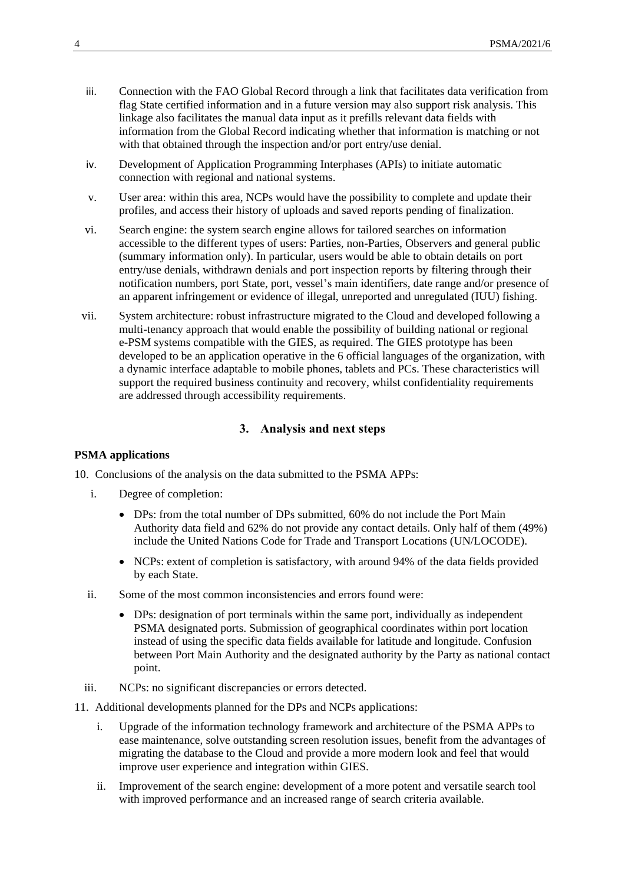iii. Connection with the FAO Global Record through a link that facilitates data verification from flag State certified information and in a future version may also support risk analysis. This linkage also facilitates the manual data input as it prefills relevant data fields with information from the Global Record indicating whether that information is matching or not with that obtained through the inspection and/or port entry/use denial.

iv. Development of Application Programming Interphases (APIs) to initiate automatic connection with regional and national systems.

v. User area: within this area, NCPs would have the possibility to complete and update their profiles, and access their history of uploads and saved reports pending of finalization.

vi. Search engine: the system search engine allows for tailored searches on information accessible to the different types of users: Parties, non-Parties, Observers and general public (summary information only). In particular, users would be able to obtain details on port entry/use denials, withdrawn denials and port inspection reports by filtering through their notification numbers, port State, port, vessel's main identifiers, date range and/or presence of an apparent infringement or evidence of illegal, unreported and unregulated (IUU) fishing.

vii. System architecture: robust infrastructure migrated to the Cloud and developed following a multi-tenancy approach that would enable the possibility of building national or regional e-PSM systems compatible with the GIES, as required. The GIES prototype has been developed to be an application operative in the 6 official languages of the organization, with a dynamic interface adaptable to mobile phones, tablets and PCs. These characteristics will support the required business continuity and recovery, whilst confidentiality requirements are addressed through accessibility requirements.

## 3. Analysis and next steps

**PSMA applications**

10. Conclusions of the analysis on the data submitted to the PSMA APPs:

i. Degree of completion:

- DPs: from the total number of DPs submitted, 60% do not include the Port Main Authority data field and 62% do not provide any contact details. Only half of them (49%) include the United Nations Code for Trade and Transport Locations (UN/LOCODE).
- NCPs: extent of completion is satisfactory, with around 94% of the data fields provided by each State.

ii. Some of the most common inconsistencies and errors found were:

- DPs: designation of port terminals within the same port, individually as independent PSMA designated ports. Submission of geographical coordinates within port location instead of using the specific data fields available for latitude and longitude. Confusion between Port Main Authority and the designated authority by the Party as national contact point.

iii. NCPs: no significant discrepancies or errors detected.

11. Additional developments planned for the DPs and NCPs applications:

i. Upgrade of the information technology framework and architecture of the PSMA APPs to ease maintenance, solve outstanding screen resolution issues, benefit from the advantages of migrating the database to the Cloud and provide a more modern look and feel that would improve user experience and integration within GIES.

ii. Improvement of the search engine: development of a more potent and versatile search tool with improved performance and an increased range of search criteria available.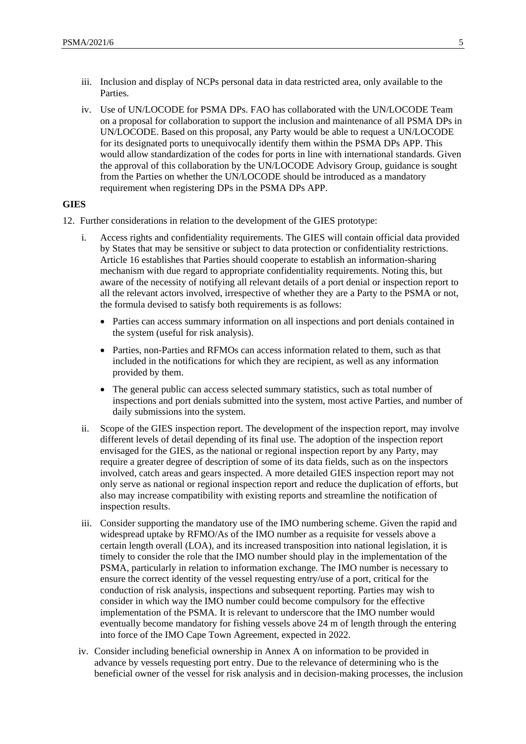iii. Inclusion and display of NCPs personal data in data restricted area, only available to the Parties.

iv. Use of UN/LOCODE for PSMA DPs. FAO has collaborated with the UN/LOCODE Team on a proposal for collaboration to support the inclusion and maintenance of all PSMA DPs in UN/LOCODE. Based on this proposal, any Party would be able to request a UN/LOCODE for its designated ports to unequivocally identify them within the PSMA DPs APP. This would allow standardization of the codes for ports in line with international standards. Given the approval of this collaboration by the UN/LOCODE Advisory Group, guidance is sought from the Parties on whether the UN/LOCODE should be introduced as a mandatory requirement when registering DPs in the PSMA DPs APP.

**GIES**

12. Further considerations in relation to the development of the GIES prototype:

i. Access rights and confidentiality requirements. The GIES will contain official data provided by States that may be sensitive or subject to data protection or confidentiality restrictions. Article 16 establishes that Parties should cooperate to establish an information-sharing mechanism with due regard to appropriate confidentiality requirements. Noting this, but aware of the necessity of notifying all relevant details of a port denial or inspection report to all the relevant actors involved, irrespective of whether they are a Party to the PSMA or not, the formula devised to satisfy both requirements is as follows:

- Parties can access summary information on all inspections and port denials contained in the system (useful for risk analysis).
- Parties, non-Parties and RFMOs can access information related to them, such as that included in the notifications for which they are recipient, as well as any information provided by them.
- The general public can access selected summary statistics, such as total number of inspections and port denials submitted into the system, most active Parties, and number of daily submissions into the system.

ii. Scope of the GIES inspection report. The development of the inspection report, may involve different levels of detail depending of its final use. The adoption of the inspection report envisaged for the GIES, as the national or regional inspection report by any Party, may require a greater degree of description of some of its data fields, such as on the inspectors involved, catch areas and gears inspected. A more detailed GIES inspection report may not only serve as national or regional inspection report and reduce the duplication of efforts, but also may increase compatibility with existing reports and streamline the notification of inspection results.

iii. Consider supporting the mandatory use of the IMO numbering scheme. Given the rapid and widespread uptake by RFMO/As of the IMO number as a requisite for vessels above a certain length overall (LOA), and its increased transposition into national legislation, it is timely to consider the role that the IMO number should play in the implementation of the PSMA, particularly in relation to information exchange. The IMO number is necessary to ensure the correct identity of the vessel requesting entry/use of a port, critical for the conduction of risk analysis, inspections and subsequent reporting. Parties may wish to consider in which way the IMO number could become compulsory for the effective implementation of the PSMA. It is relevant to underscore that the IMO number would eventually become mandatory for fishing vessels above 24 m of length through the entering into force of the IMO Cape Town Agreement, expected in 2022.

iv. Consider including beneficial ownership in Annex A on information to be provided in advance by vessels requesting port entry. Due to the relevance of determining who is the beneficial owner of the vessel for risk analysis and in decision-making processes, the inclusion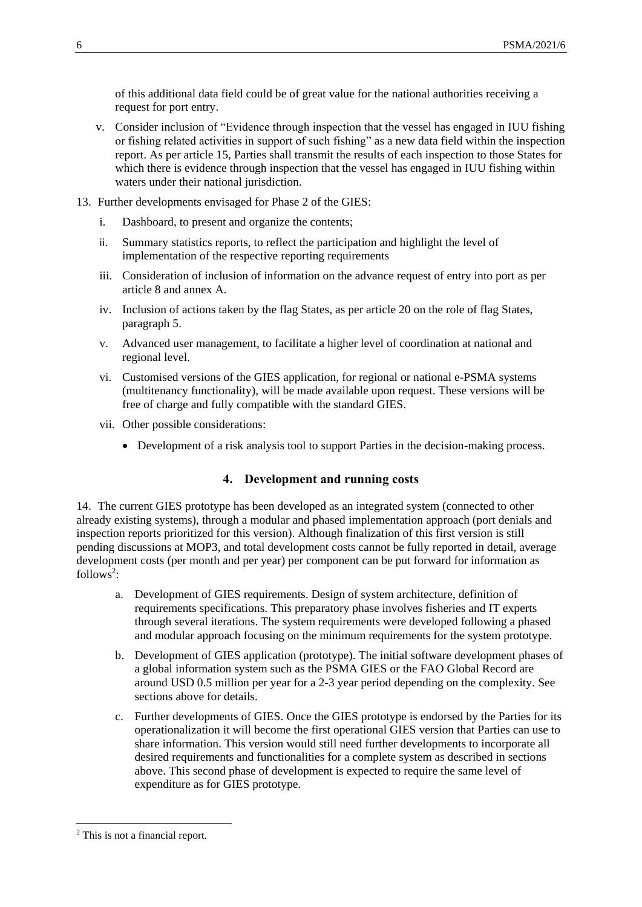of this additional data field could be of great value for the national authorities receiving a request for port entry.

v. Consider inclusion of "Evidence through inspection that the vessel has engaged in IUU fishing or fishing related activities in support of such fishing" as a new data field within the inspection report. As per article 15, Parties shall transmit the results of each inspection to those States for which there is evidence through inspection that the vessel has engaged in IUU fishing within waters under their national jurisdiction.

13. Further developments envisaged for Phase 2 of the GIES:

i. Dashboard, to present and organize the contents;

ii. Summary statistics reports, to reflect the participation and highlight the level of implementation of the respective reporting requirements

iii. Consideration of inclusion of information on the advance request of entry into port as per article 8 and annex A.

iv. Inclusion of actions taken by the flag States, as per article 20 on the role of flag States, paragraph 5.

v. Advanced user management, to facilitate a higher level of coordination at national and regional level.

vi. Customised versions of the GIES application, for regional or national e-PSMA systems (multitenancy functionality), will be made available upon request. These versions will be free of charge and fully compatible with the standard GIES.

vii. Other possible considerations:

- Development of a risk analysis tool to support Parties in the decision-making process.

## 4. Development and running costs

14. The current GIES prototype has been developed as an integrated system (connected to other already existing systems), through a modular and phased implementation approach (port denials and inspection reports prioritized for this version). Although finalization of this first version is still pending discussions at MOP3, and total development costs cannot be fully reported in detail, average development costs (per month and per year) per component can be put forward for information as follows[2]:

a. Development of GIES requirements. Design of system architecture, definition of requirements specifications. This preparatory phase involves fisheries and IT experts through several iterations. The system requirements were developed following a phased and modular approach focusing on the minimum requirements for the system prototype.

b. Development of GIES application (prototype). The initial software development phases of a global information system such as the PSMA GIES or the FAO Global Record are around USD 0.5 million per year for a 2-3 year period depending on the complexity. See sections above for details.

c. Further developments of GIES. Once the GIES prototype is endorsed by the Parties for its operationalization it will become the first operational GIES version that Parties can use to share information. This version would still need further developments to incorporate all desired requirements and functionalities for a complete system as described in sections above. This second phase of development is expected to require the same level of expenditure as for GIES prototype.

[2] This is not a financial report.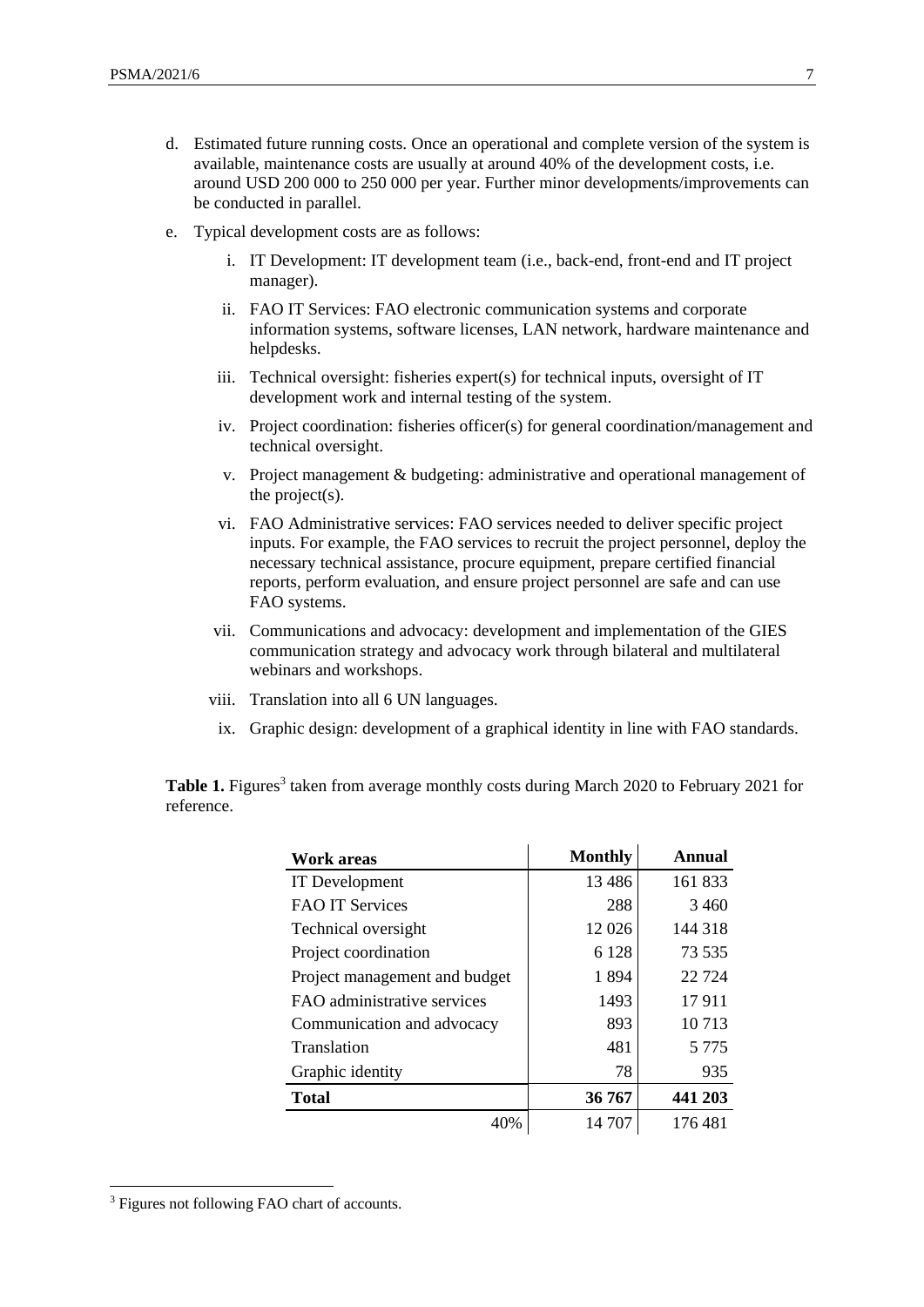d. Estimated future running costs. Once an operational and complete version of the system is available, maintenance costs are usually at around 40% of the development costs, i.e. around USD 200 000 to 250 000 per year. Further minor developments/improvements can be conducted in parallel.

e. Typical development costs are as follows:

   i. IT Development: IT development team (i.e., back-end, front-end and IT project manager).

   ii. FAO IT Services: FAO electronic communication systems and corporate information systems, software licenses, LAN network, hardware maintenance and helpdesks.

   iii. Technical oversight: fisheries expert(s) for technical inputs, oversight of IT development work and internal testing of the system.

   iv. Project coordination: fisheries officer(s) for general coordination/management and technical oversight.

   v. Project management & budgeting: administrative and operational management of the project(s).

   vi. FAO Administrative services: FAO services needed to deliver specific project inputs. For example, the FAO services to recruit the project personnel, deploy the necessary technical assistance, procure equipment, prepare certified financial reports, perform evaluation, and ensure project personnel are safe and can use FAO systems.

   vii. Communications and advocacy: development and implementation of the GIES communication strategy and advocacy work through bilateral and multilateral webinars and workshops.

   viii. Translation into all 6 UN languages.

   ix. Graphic design: development of a graphical identity in line with FAO standards.

**Table 1.** Figures[3] taken from average monthly costs during March 2020 to February 2021 for reference.

| Work areas | Monthly | Annual |
|---|---:|---:|
| IT Development | 13 486 | 161 833 |
| FAO IT Services | 288 | 3 460 |
| Technical oversight | 12 026 | 144 318 |
| Project coordination | 6 128 | 73 535 |
| Project management and budget | 1 894 | 22 724 |
| FAO administrative services | 1493 | 17 911 |
| Communication and advocacy | 893 | 10 713 |
| Translation | 481 | 5 775 |
| Graphic identity | 78 | 935 |
| **Total** | **36 767** | **441 203** |
| 40% | 14 707 | 176 481 |

[3] Figures not following FAO chart of accounts.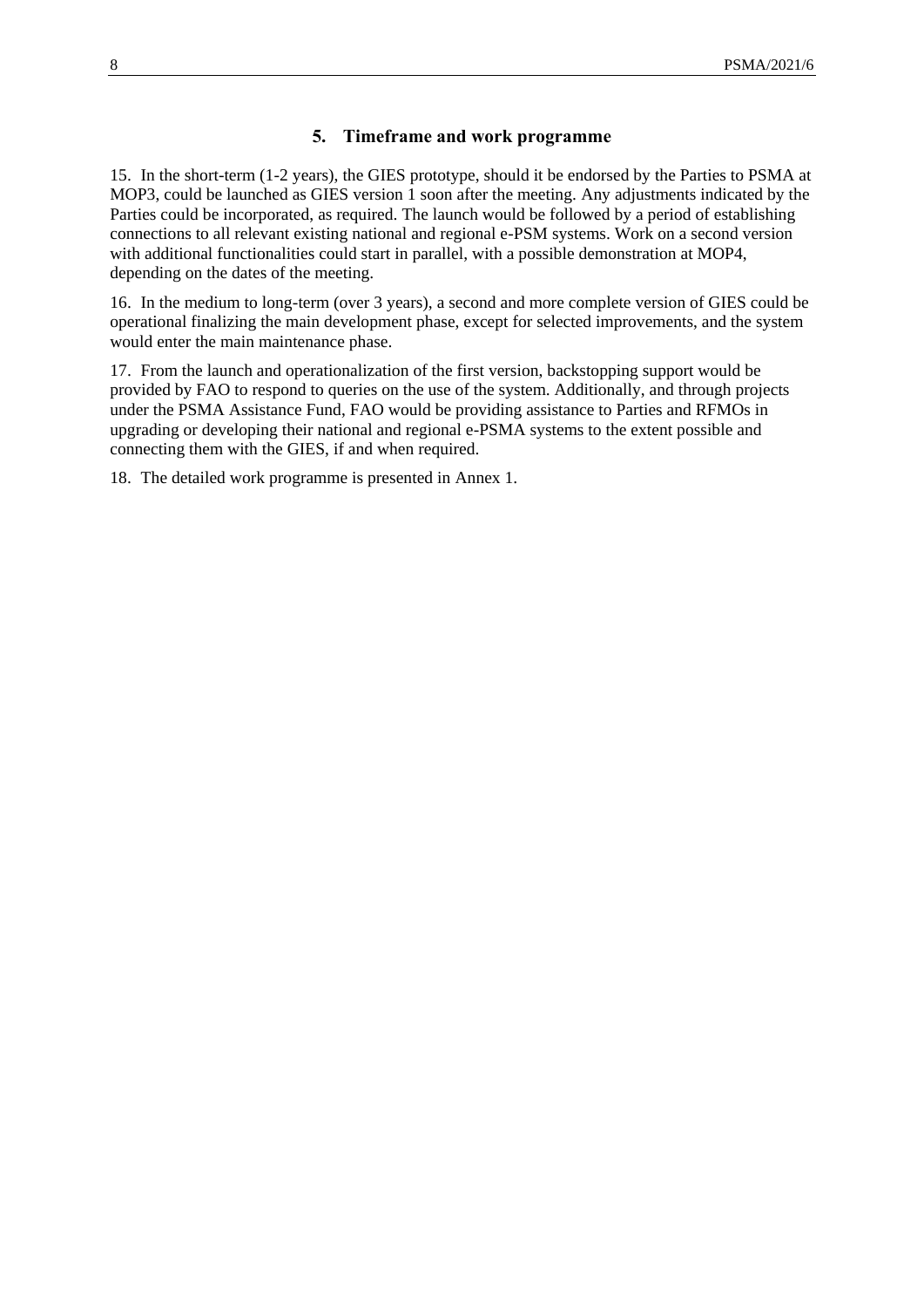## 5. Timeframe and work programme

15. In the short-term (1-2 years), the GIES prototype, should it be endorsed by the Parties to PSMA at MOP3, could be launched as GIES version 1 soon after the meeting. Any adjustments indicated by the Parties could be incorporated, as required. The launch would be followed by a period of establishing connections to all relevant existing national and regional e-PSM systems. Work on a second version with additional functionalities could start in parallel, with a possible demonstration at MOP4, depending on the dates of the meeting.

16. In the medium to long-term (over 3 years), a second and more complete version of GIES could be operational finalizing the main development phase, except for selected improvements, and the system would enter the main maintenance phase.

17. From the launch and operationalization of the first version, backstopping support would be provided by FAO to respond to queries on the use of the system. Additionally, and through projects under the PSMA Assistance Fund, FAO would be providing assistance to Parties and RFMOs in upgrading or developing their national and regional e-PSMA systems to the extent possible and connecting them with the GIES, if and when required.

18. The detailed work programme is presented in Annex 1.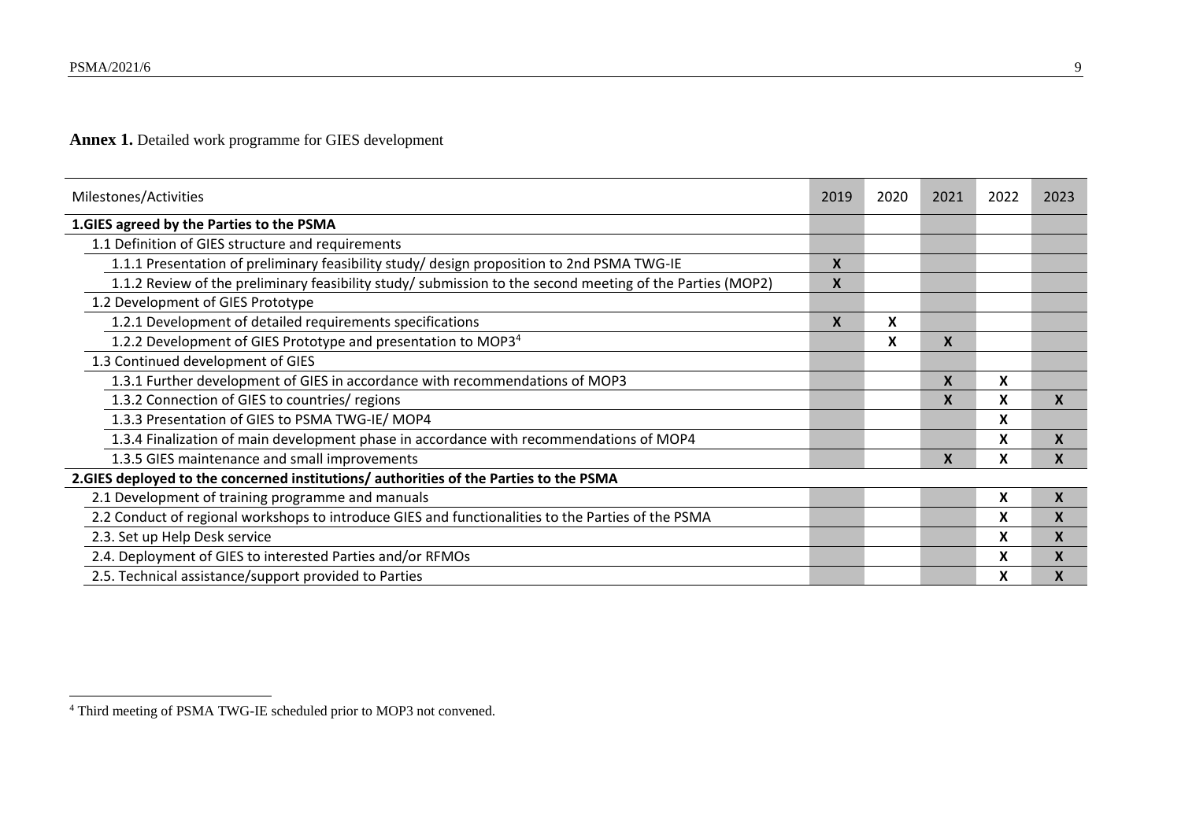**Annex 1.** Detailed work programme for GIES development

| Milestones/Activities | 2019 | 2020 | 2021 | 2022 | 2023 |
|---|---|---|---|---|---|
| **1.GIES agreed by the Parties to the PSMA** | | | | | |
| 1.1 Definition of GIES structure and requirements | | | | | |
| 1.1.1 Presentation of preliminary feasibility study/ design proposition to 2nd PSMA TWG-IE | **X** | | | | |
| 1.1.2 Review of the preliminary feasibility study/ submission to the second meeting of the Parties (MOP2) | **X** | | | | |
| 1.2 Development of GIES Prototype | | | | | |
| 1.2.1 Development of detailed requirements specifications | **X** | **X** | | | |
| 1.2.2 Development of GIES Prototype and presentation to MOP3[4] | | **X** | **X** | | |
| 1.3 Continued development of GIES | | | | | |
| 1.3.1 Further development of GIES in accordance with recommendations of MOP3 | | | **X** | **X** | |
| 1.3.2 Connection of GIES to countries/ regions | | | **X** | **X** | **X** |
| 1.3.3 Presentation of GIES to PSMA TWG-IE/ MOP4 | | | | **X** | |
| 1.3.4 Finalization of main development phase in accordance with recommendations of MOP4 | | | | **X** | **X** |
| 1.3.5 GIES maintenance and small improvements | | | **X** | **X** | **X** |
| **2.GIES deployed to the concerned institutions/ authorities of the Parties to the PSMA** | | | | | |
| 2.1 Development of training programme and manuals | | | | **X** | **X** |
| 2.2 Conduct of regional workshops to introduce GIES and functionalities to the Parties of the PSMA | | | | **X** | **X** |
| 2.3. Set up Help Desk service | | | | **X** | **X** |
| 2.4. Deployment of GIES to interested Parties and/or RFMOs | | | | **X** | **X** |
| 2.5. Technical assistance/support provided to Parties | | | | **X** | **X** |

[4] Third meeting of PSMA TWG-IE scheduled prior to MOP3 not convened.